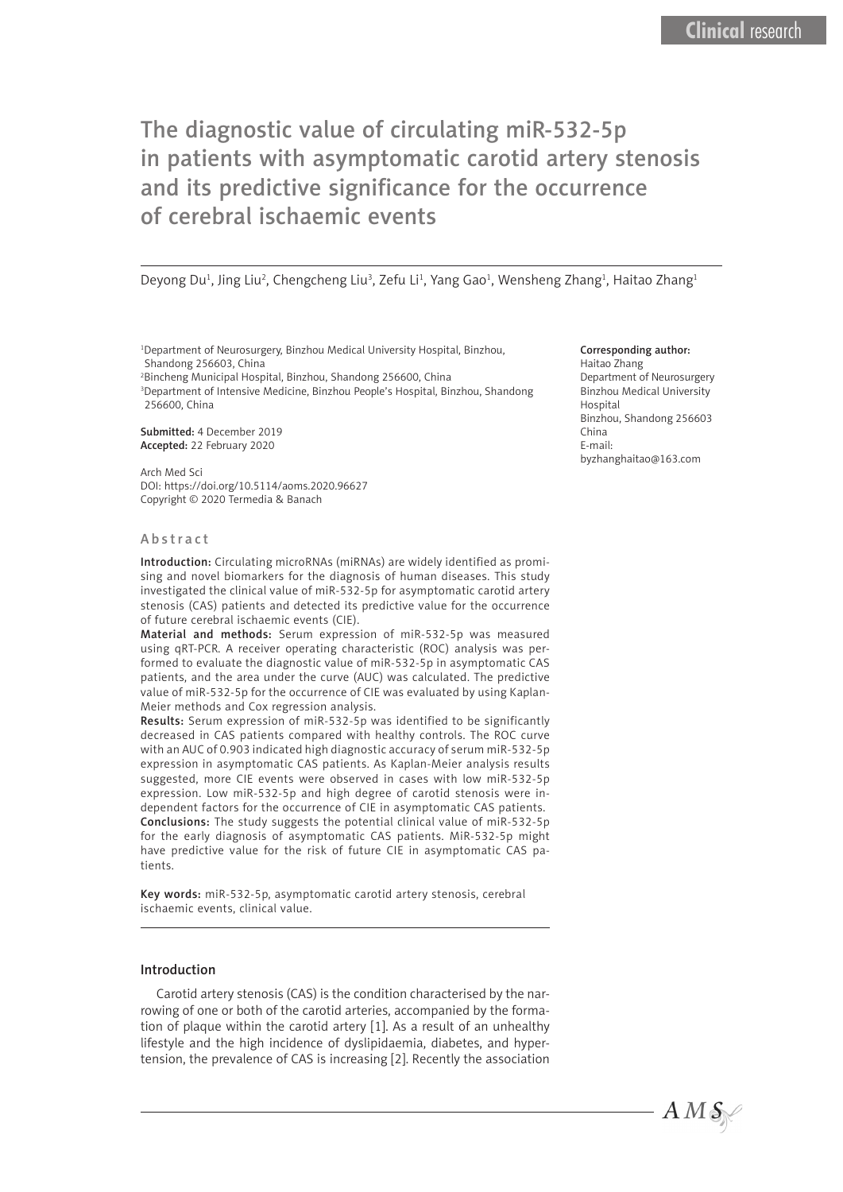# The diagnostic value of circulating miR-532-5p in patients with asymptomatic carotid artery stenosis and its predictive significance for the occurrence of cerebral ischaemic events

Deyong Du[1], Jing Liu[2], Chengcheng Liu[3], Zefu Li[1], Yang Gao[1], Wensheng Zhang[1], Haitao Zhang[1]

[1]Department of Neurosurgery, Binzhou Medical University Hospital, Binzhou, Shandong 256603, China
[2]Bincheng Municipal Hospital, Binzhou, Shandong 256600, China
[3]Department of Intensive Medicine, Binzhou People's Hospital, Binzhou, Shandong 256600, China

**Submitted:** 4 December 2019
**Accepted:** 22 February 2020

Arch Med Sci
DOI: https://doi.org/10.5114/aoms.2020.96627
Copyright © 2020 Termedia & Banach

**Corresponding author:**
Haitao Zhang
Department of Neurosurgery
Binzhou Medical University Hospital
Binzhou, Shandong 256603
China
E-mail: byzhanghaitao@163.com

## Abstract

**Introduction:** Circulating microRNAs (miRNAs) are widely identified as promising and novel biomarkers for the diagnosis of human diseases. This study investigated the clinical value of miR-532-5p for asymptomatic carotid artery stenosis (CAS) patients and detected its predictive value for the occurrence of future cerebral ischaemic events (CIE).

**Material and methods:** Serum expression of miR-532-5p was measured using qRT-PCR. A receiver operating characteristic (ROC) analysis was performed to evaluate the diagnostic value of miR-532-5p in asymptomatic CAS patients, and the area under the curve (AUC) was calculated. The predictive value of miR-532-5p for the occurrence of CIE was evaluated by using Kaplan-Meier methods and Cox regression analysis.

**Results:** Serum expression of miR-532-5p was identified to be significantly decreased in CAS patients compared with healthy controls. The ROC curve with an AUC of 0.903 indicated high diagnostic accuracy of serum miR-532-5p expression in asymptomatic CAS patients. As Kaplan-Meier analysis results suggested, more CIE events were observed in cases with low miR-532-5p expression. Low miR-532-5p and high degree of carotid stenosis were independent factors for the occurrence of CIE in asymptomatic CAS patients.

**Conclusions:** The study suggests the potential clinical value of miR-532-5p for the early diagnosis of asymptomatic CAS patients. MiR-532-5p might have predictive value for the risk of future CIE in asymptomatic CAS patients.

**Key words:** miR-532-5p, asymptomatic carotid artery stenosis, cerebral ischaemic events, clinical value.

## Introduction

Carotid artery stenosis (CAS) is the condition characterised by the narrowing of one or both of the carotid arteries, accompanied by the formation of plaque within the carotid artery [1]. As a result of an unhealthy lifestyle and the high incidence of dyslipidaemia, diabetes, and hypertension, the prevalence of CAS is increasing [2]. Recently the association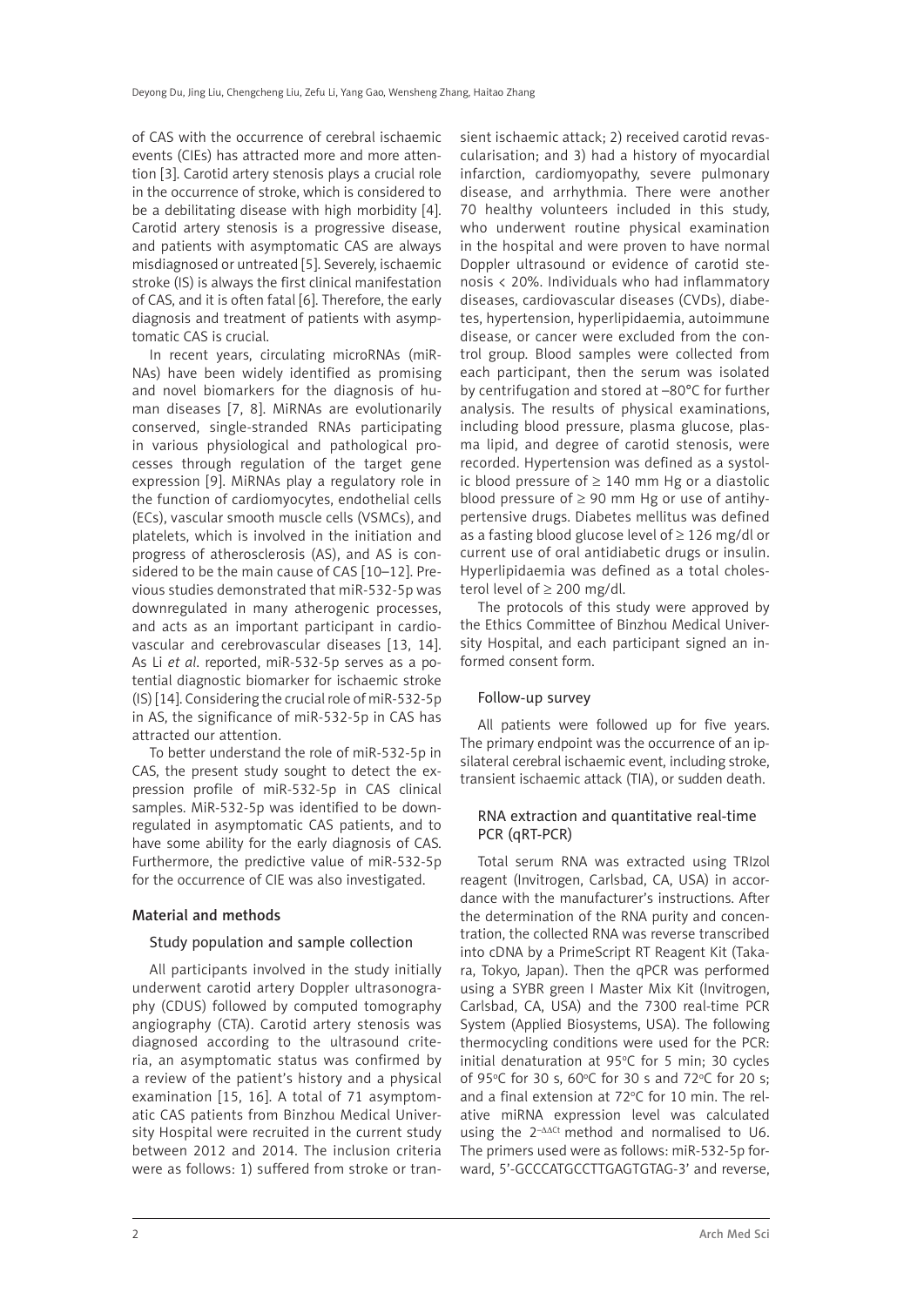of CAS with the occurrence of cerebral ischaemic events (CIEs) has attracted more and more attention [3]. Carotid artery stenosis plays a crucial role in the occurrence of stroke, which is considered to be a debilitating disease with high morbidity [4]. Carotid artery stenosis is a progressive disease, and patients with asymptomatic CAS are always misdiagnosed or untreated [5]. Severely, ischaemic stroke (IS) is always the first clinical manifestation of CAS, and it is often fatal [6]. Therefore, the early diagnosis and treatment of patients with asymptomatic CAS is crucial.

In recent years, circulating microRNAs (miRNAs) have been widely identified as promising and novel biomarkers for the diagnosis of human diseases [7, 8]. MiRNAs are evolutionarily conserved, single-stranded RNAs participating in various physiological and pathological processes through regulation of the target gene expression [9]. MiRNAs play a regulatory role in the function of cardiomyocytes, endothelial cells (ECs), vascular smooth muscle cells (VSMCs), and platelets, which is involved in the initiation and progress of atherosclerosis (AS), and AS is considered to be the main cause of CAS [10–12]. Previous studies demonstrated that miR-532-5p was downregulated in many atherogenic processes, and acts as an important participant in cardiovascular and cerebrovascular diseases [13, 14]. As Li *et al*. reported, miR-532-5p serves as a potential diagnostic biomarker for ischaemic stroke (IS) [14]. Considering the crucial role of miR-532-5p in AS, the significance of miR-532-5p in CAS has attracted our attention.

To better understand the role of miR-532-5p in CAS, the present study sought to detect the expression profile of miR-532-5p in CAS clinical samples. MiR-532-5p was identified to be downregulated in asymptomatic CAS patients, and to have some ability for the early diagnosis of CAS. Furthermore, the predictive value of miR-532-5p for the occurrence of CIE was also investigated.

## Material and methods

### Study population and sample collection

All participants involved in the study initially underwent carotid artery Doppler ultrasonography (CDUS) followed by computed tomography angiography (CTA). Carotid artery stenosis was diagnosed according to the ultrasound criteria, an asymptomatic status was confirmed by a review of the patient's history and a physical examination [15, 16]. A total of 71 asymptomatic CAS patients from Binzhou Medical University Hospital were recruited in the current study between 2012 and 2014. The inclusion criteria were as follows: 1) suffered from stroke or transient ischaemic attack; 2) received carotid revascularisation; and 3) had a history of myocardial infarction, cardiomyopathy, severe pulmonary disease, and arrhythmia. There were another 70 healthy volunteers included in this study, who underwent routine physical examination in the hospital and were proven to have normal Doppler ultrasound or evidence of carotid stenosis < 20%. Individuals who had inflammatory diseases, cardiovascular diseases (CVDs), diabetes, hypertension, hyperlipidaemia, autoimmune disease, or cancer were excluded from the control group. Blood samples were collected from each participant, then the serum was isolated by centrifugation and stored at –80°C for further analysis. The results of physical examinations, including blood pressure, plasma glucose, plasma lipid, and degree of carotid stenosis, were recorded. Hypertension was defined as a systolic blood pressure of ≥ 140 mm Hg or a diastolic blood pressure of ≥ 90 mm Hg or use of antihypertensive drugs. Diabetes mellitus was defined as a fasting blood glucose level of ≥ 126 mg/dl or current use of oral antidiabetic drugs or insulin. Hyperlipidaemia was defined as a total cholesterol level of ≥ 200 mg/dl.

The protocols of this study were approved by the Ethics Committee of Binzhou Medical University Hospital, and each participant signed an informed consent form.

### Follow-up survey

All patients were followed up for five years. The primary endpoint was the occurrence of an ipsilateral cerebral ischaemic event, including stroke, transient ischaemic attack (TIA), or sudden death.

### RNA extraction and quantitative real-time PCR (qRT-PCR)

Total serum RNA was extracted using TRIzol reagent (Invitrogen, Carlsbad, CA, USA) in accordance with the manufacturer's instructions. After the determination of the RNA purity and concentration, the collected RNA was reverse transcribed into cDNA by a PrimeScript RT Reagent Kit (Takara, Tokyo, Japan). Then the qPCR was performed using a SYBR green I Master Mix Kit (Invitrogen, Carlsbad, CA, USA) and the 7300 real-time PCR System (Applied Biosystems, USA). The following thermocycling conditions were used for the PCR: initial denaturation at 95°C for 5 min; 30 cycles of 95°C for 30 s, 60°C for 30 s and 72°C for 20 s; and a final extension at 72°C for 10 min. The relative miRNA expression level was calculated using the $2^{-\Delta\Delta Ct}$ method and normalised to U6. The primers used were as follows: miR-532-5p forward, 5'-GCCCATGCCTTGAGTGTAG-3' and reverse,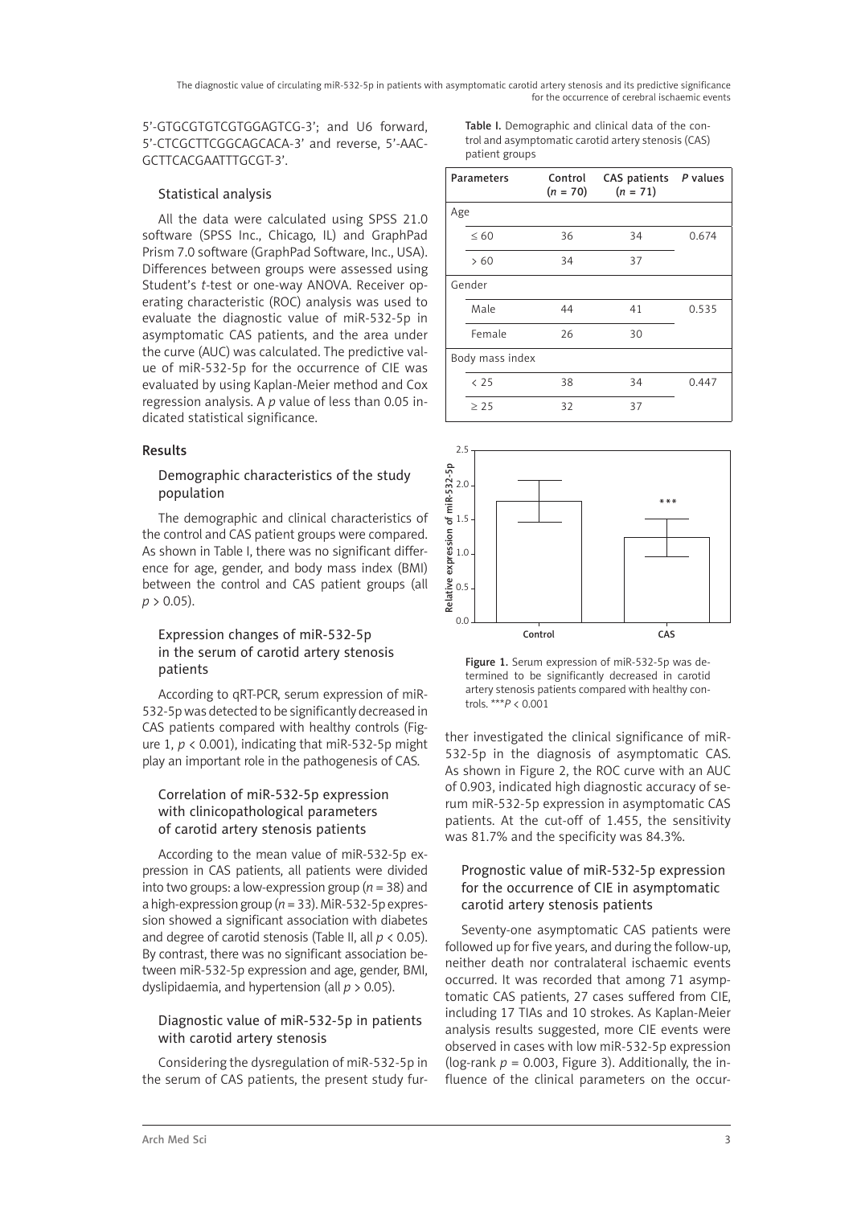5'-GTGCGTGTCGTGGAGTCG-3'; and U6 forward, 5'-CTCGCTTCGGCAGCACA-3' and reverse, 5'-AACGCTTCACGAATTTGCGT-3'.

### Statistical analysis

All the data were calculated using SPSS 21.0 software (SPSS Inc., Chicago, IL) and GraphPad Prism 7.0 software (GraphPad Software, Inc., USA). Differences between groups were assessed using Student's *t*-test or one-way ANOVA. Receiver operating characteristic (ROC) analysis was used to evaluate the diagnostic value of miR-532-5p in asymptomatic CAS patients, and the area under the curve (AUC) was calculated. The predictive value of miR-532-5p for the occurrence of CIE was evaluated by using Kaplan-Meier method and Cox regression analysis. A *p* value of less than 0.05 indicated statistical significance.

## Results

### Demographic characteristics of the study population

The demographic and clinical characteristics of the control and CAS patient groups were compared. As shown in Table I, there was no significant difference for age, gender, and body mass index (BMI) between the control and CAS patient groups (all $p > 0.05$).

### Expression changes of miR-532-5p in the serum of carotid artery stenosis patients

According to qRT-PCR, serum expression of miR-532-5p was detected to be significantly decreased in CAS patients compared with healthy controls (Figure 1, $p < 0.001$), indicating that miR-532-5p might play an important role in the pathogenesis of CAS.

### Correlation of miR-532-5p expression with clinicopathological parameters of carotid artery stenosis patients

According to the mean value of miR-532-5p expression in CAS patients, all patients were divided into two groups: a low-expression group ($n = 38$) and a high-expression group ($n = 33$). MiR-532-5p expression showed a significant association with diabetes and degree of carotid stenosis (Table II, all $p < 0.05$). By contrast, there was no significant association between miR-532-5p expression and age, gender, BMI, dyslipidaemia, and hypertension (all $p > 0.05$).

### Diagnostic value of miR-532-5p in patients with carotid artery stenosis

Considering the dysregulation of miR-532-5p in the serum of CAS patients, the present study further investigated the clinical significance of miR-532-5p in the diagnosis of asymptomatic CAS. As shown in Figure 2, the ROC curve with an AUC of 0.903, indicated high diagnostic accuracy of serum miR-532-5p expression in asymptomatic CAS patients. At the cut-off of 1.455, the sensitivity was 81.7% and the specificity was 84.3%.

### Prognostic value of miR-532-5p expression for the occurrence of CIE in asymptomatic carotid artery stenosis patients

Seventy-one asymptomatic CAS patients were followed up for five years, and during the follow-up, neither death nor contralateral ischaemic events occurred. It was recorded that among 71 asymptomatic CAS patients, 27 cases suffered from CIE, including 17 TIAs and 10 strokes. As Kaplan-Meier analysis results suggested, more CIE events were observed in cases with low miR-532-5p expression (log-rank $p = 0.003$, Figure 3). Additionally, the influence of the clinical parameters on the occur-

**Table I.** Demographic and clinical data of the control and asymptomatic carotid artery stenosis (CAS) patient groups

| Parameters | Control ($n = 70$) | CAS patients ($n = 71$) | *P* values |
|---|---|---|---|
| Age | | | |
| ≤ 60 | 36 | 34 | 0.674 |
| > 60 | 34 | 37 | |
| Gender | | | |
| Male | 44 | 41 | 0.535 |
| Female | 26 | 30 | |
| Body mass index | | | |
| < 25 | 38 | 34 | 0.447 |
| ≥ 25 | 32 | 37 | |

**Figure 1.** Serum expression of miR-532-5p was determined to be significantly decreased in carotid artery stenosis patients compared with healthy controls. $^{***}P < 0.001$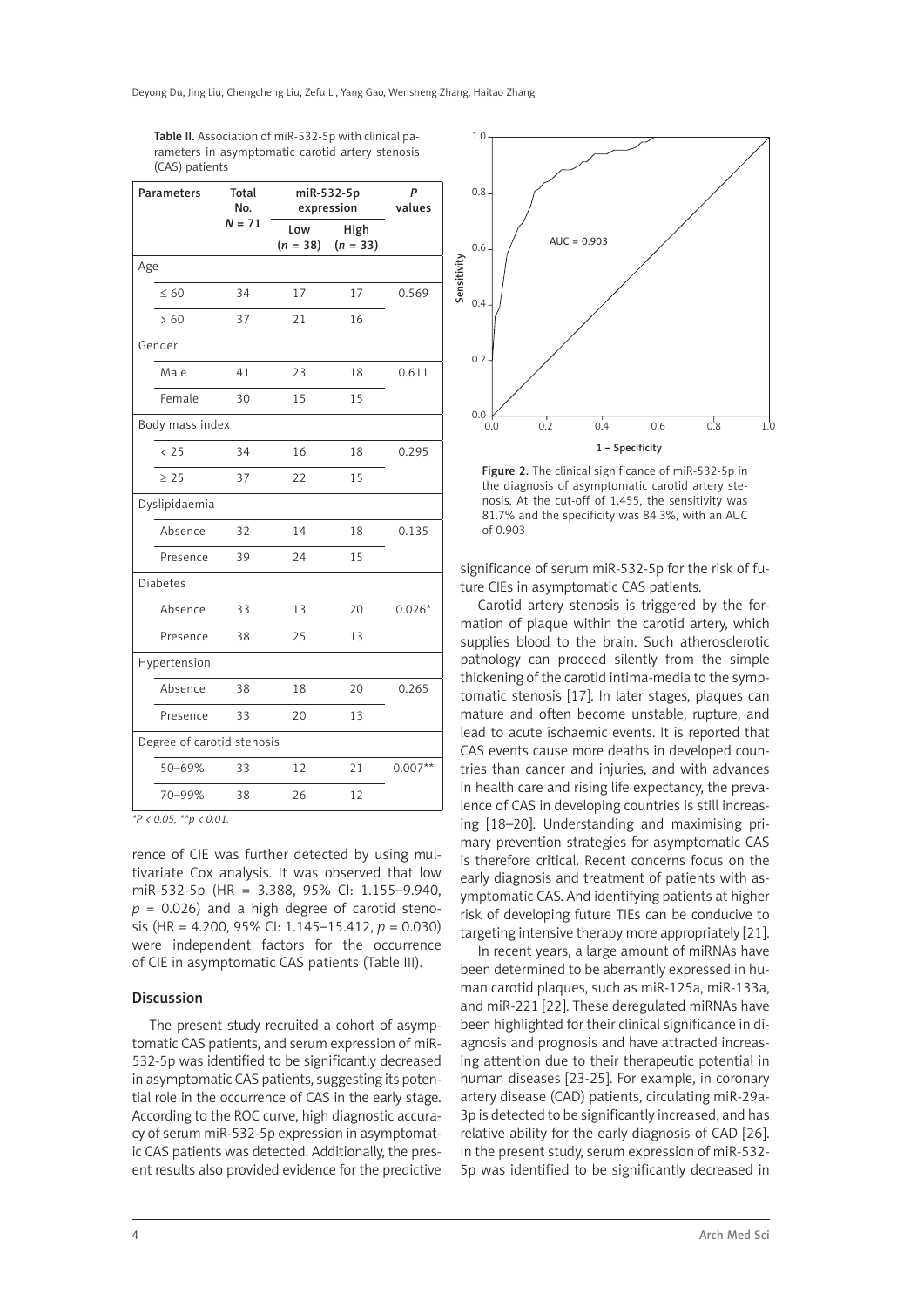Table II. Association of miR-532-5p with clinical parameters in asymptomatic carotid artery stenosis (CAS) patients

| Parameters | Total No. $N$ = 71 | miR-532-5p expression | | $P$ values |
|---|---|---|---|---|
| | | Low ($n$ = 38) | High ($n$ = 33) | |
| Age | | | | |
| ≤ 60 | 34 | 17 | 17 | 0.569 |
| > 60 | 37 | 21 | 16 | |
| Gender | | | | |
| Male | 41 | 23 | 18 | 0.611 |
| Female | 30 | 15 | 15 | |
| Body mass index | | | | |
| < 25 | 34 | 16 | 18 | 0.295 |
| ≥ 25 | 37 | 22 | 15 | |
| Dyslipidaemia | | | | |
| Absence | 32 | 14 | 18 | 0.135 |
| Presence | 39 | 24 | 15 | |
| Diabetes | | | | |
| Absence | 33 | 13 | 20 | 0.026* |
| Presence | 38 | 25 | 13 | |
| Hypertension | | | | |
| Absence | 38 | 18 | 20 | 0.265 |
| Presence | 33 | 20 | 13 | |
| Degree of carotid stenosis | | | | |
| 50–69% | 33 | 12 | 21 | 0.007** |
| 70–99% | 38 | 26 | 12 | |

*P < 0.05, **p < 0.01.

rence of CIE was further detected by using multivariate Cox analysis. It was observed that low miR-532-5p (HR = 3.388, 95% CI: 1.155–9.940, $p$ = 0.026) and a high degree of carotid stenosis (HR = 4.200, 95% CI: 1.145–15.412, $p$ = 0.030) were independent factors for the occurrence of CIE in asymptomatic CAS patients (Table III).

## Discussion

The present study recruited a cohort of asymptomatic CAS patients, and serum expression of miR-532-5p was identified to be significantly decreased in asymptomatic CAS patients, suggesting its potential role in the occurrence of CAS in the early stage. According to the ROC curve, high diagnostic accuracy of serum miR-532-5p expression in asymptomatic CAS patients was detected. Additionally, the present results also provided evidence for the predictive significance of serum miR-532-5p for the risk of future CIEs in asymptomatic CAS patients.

Figure 2. The clinical significance of miR-532-5p in the diagnosis of asymptomatic carotid artery stenosis. At the cut-off of 1.455, the sensitivity was 81.7% and the specificity was 84.3%, with an AUC of 0.903

Carotid artery stenosis is triggered by the formation of plaque within the carotid artery, which supplies blood to the brain. Such atherosclerotic pathology can proceed silently from the simple thickening of the carotid intima-media to the symptomatic stenosis [17]. In later stages, plaques can mature and often become unstable, rupture, and lead to acute ischaemic events. It is reported that CAS events cause more deaths in developed countries than cancer and injuries, and with advances in health care and rising life expectancy, the prevalence of CAS in developing countries is still increasing [18–20]. Understanding and maximising primary prevention strategies for asymptomatic CAS is therefore critical. Recent concerns focus on the early diagnosis and treatment of patients with asymptomatic CAS. And identifying patients at higher risk of developing future TIEs can be conducive to targeting intensive therapy more appropriately [21].

In recent years, a large amount of miRNAs have been determined to be aberrantly expressed in human carotid plaques, such as miR-125a, miR-133a, and miR-221 [22]. These deregulated miRNAs have been highlighted for their clinical significance in diagnosis and prognosis and have attracted increasing attention due to their therapeutic potential in human diseases [23-25]. For example, in coronary artery disease (CAD) patients, circulating miR-29a-3p is detected to be significantly increased, and has relative ability for the early diagnosis of CAD [26]. In the present study, serum expression of miR-532-5p was identified to be significantly decreased in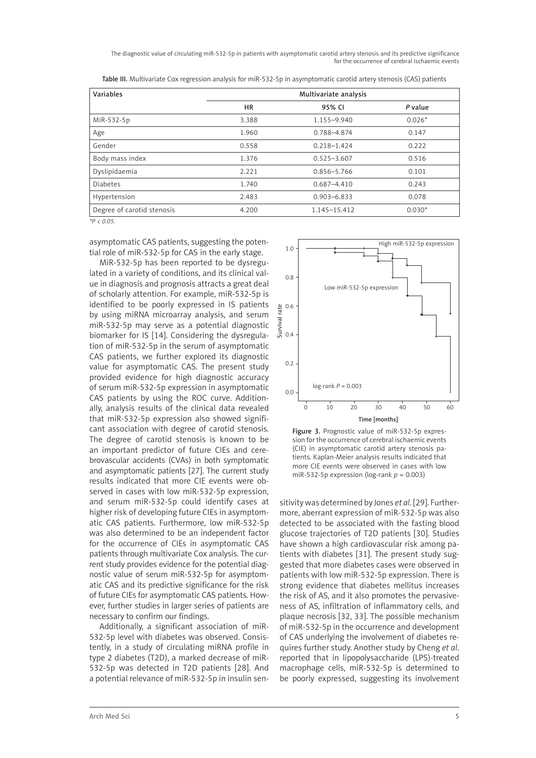Table III. Multivariate Cox regression analysis for miR-532-5p in asymptomatic carotid artery stenosis (CAS) patients

| Variables | Multivariate analysis | | |
|---|---|---|---|
| | HR | 95% CI | *P* value |
| MiR-532-5p | 3.388 | 1.155–9.940 | 0.026* |
| Age | 1.960 | 0.788–4.874 | 0.147 |
| Gender | 0.558 | 0.218–1.424 | 0.222 |
| Body mass index | 1.376 | 0.525–3.607 | 0.516 |
| Dyslipidaemia | 2.221 | 0.856–5.766 | 0.101 |
| Diabetes | 1.740 | 0.687–4.410 | 0.243 |
| Hypertension | 2.483 | 0.903–6.833 | 0.078 |
| Degree of carotid stenosis | 4.200 | 1.145–15.412 | 0.030* |

*$P < 0.05$.*

asymptomatic CAS patients, suggesting the potential role of miR-532-5p for CAS in the early stage.

MiR-532-5p has been reported to be dysregulated in a variety of conditions, and its clinical value in diagnosis and prognosis attracts a great deal of scholarly attention. For example, miR-532-5p is identified to be poorly expressed in IS patients by using miRNA microarray analysis, and serum miR-532-5p may serve as a potential diagnostic biomarker for IS [14]. Considering the dysregulation of miR-532-5p in the serum of asymptomatic CAS patients, we further explored its diagnostic value for asymptomatic CAS. The present study provided evidence for high diagnostic accuracy of serum miR-532-5p expression in asymptomatic CAS patients by using the ROC curve. Additionally, analysis results of the clinical data revealed that miR-532-5p expression also showed significant association with degree of carotid stenosis. The degree of carotid stenosis is known to be an important predictor of future CIEs and cerebrovascular accidents (CVAs) in both symptomatic and asymptomatic patients [27]. The current study results indicated that more CIE events were observed in cases with low miR-532-5p expression, and serum miR-532-5p could identify cases at higher risk of developing future CIEs in asymptomatic CAS patients. Furthermore, low miR-532-5p was also determined to be an independent factor for the occurrence of CIEs in asymptomatic CAS patients through multivariate Cox analysis. The current study provides evidence for the potential diagnostic value of serum miR-532-5p for asymptomatic CAS and its predictive significance for the risk of future CIEs for asymptomatic CAS patients. However, further studies in larger series of patients are necessary to confirm our findings.

Additionally, a significant association of miR-532-5p level with diabetes was observed. Consistently, in a study of circulating miRNA profile in type 2 diabetes (T2D), a marked decrease of miR-532-5p was detected in T2D patients [28]. And a potential relevance of miR-532-5p in insulin sensitivity was determined by Jones *et al*. [29]. Furthermore, aberrant expression of miR-532-5p was also detected to be associated with the fasting blood glucose trajectories of T2D patients [30]. Studies have shown a high cardiovascular risk among patients with diabetes [31]. The present study suggested that more diabetes cases were observed in patients with low miR-532-5p expression. There is strong evidence that diabetes mellitus increases the risk of AS, and it also promotes the pervasiveness of AS, infiltration of inflammatory cells, and plaque necrosis [32, 33]. The possible mechanism of miR-532-5p in the occurrence and development of CAS underlying the involvement of diabetes requires further study. Another study by Cheng *et al*. reported that in lipopolysaccharide (LPS)-treated macrophage cells, miR-532-5p is determined to be poorly expressed, suggesting its involvement

**Figure 3.** Prognostic value of miR-532-5p expression for the occurrence of cerebral ischaemic events (CIE) in asymptomatic carotid artery stenosis patients. Kaplan-Meier analysis results indicated that more CIE events were observed in cases with low miR-532-5p expression (log-rank $p = 0.003$)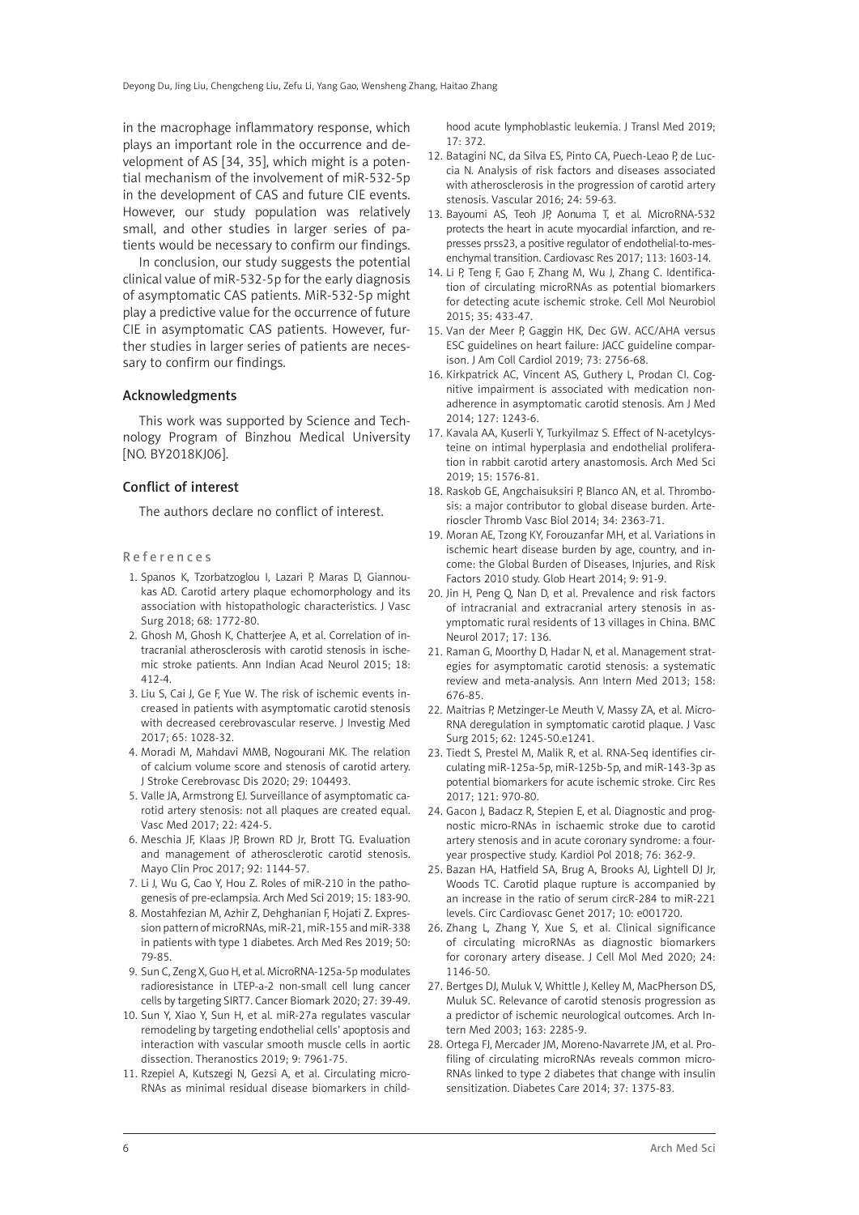in the macrophage inflammatory response, which plays an important role in the occurrence and development of AS [34, 35], which might is a potential mechanism of the involvement of miR-532-5p in the development of CAS and future CIE events. However, our study population was relatively small, and other studies in larger series of patients would be necessary to confirm our findings.

In conclusion, our study suggests the potential clinical value of miR-532-5p for the early diagnosis of asymptomatic CAS patients. MiR-532-5p might play a predictive value for the occurrence of future CIE in asymptomatic CAS patients. However, further studies in larger series of patients are necessary to confirm our findings.

## Acknowledgments

This work was supported by Science and Technology Program of Binzhou Medical University [NO. BY2018KJ06].

## Conflict of interest

The authors declare no conflict of interest.

## References

1. Spanos K, Tzorbatzoglou I, Lazari P, Maras D, Giannoukas AD. Carotid artery plaque echomorphology and its association with histopathologic characteristics. J Vasc Surg 2018; 68: 1772-80.
2. Ghosh M, Ghosh K, Chatterjee A, et al. Correlation of intracranial atherosclerosis with carotid stenosis in ischemic stroke patients. Ann Indian Acad Neurol 2015; 18: 412-4.
3. Liu S, Cai J, Ge F, Yue W. The risk of ischemic events increased in patients with asymptomatic carotid stenosis with decreased cerebrovascular reserve. J Investig Med 2017; 65: 1028-32.
4. Moradi M, Mahdavi MMB, Nogourani MK. The relation of calcium volume score and stenosis of carotid artery. J Stroke Cerebrovasc Dis 2020; 29: 104493.
5. Valle JA, Armstrong EJ. Surveillance of asymptomatic carotid artery stenosis: not all plaques are created equal. Vasc Med 2017; 22: 424-5.
6. Meschia JF, Klaas JP, Brown RD Jr, Brott TG. Evaluation and management of atherosclerotic carotid stenosis. Mayo Clin Proc 2017; 92: 1144-57.
7. Li J, Wu G, Cao Y, Hou Z. Roles of miR-210 in the pathogenesis of pre-eclampsia. Arch Med Sci 2019; 15: 183-90.
8. Mostahfezian M, Azhir Z, Dehghanian F, Hojati Z. Expression pattern of microRNAs, miR-21, miR-155 and miR-338 in patients with type 1 diabetes. Arch Med Res 2019; 50: 79-85.
9. Sun C, Zeng X, Guo H, et al. MicroRNA-125a-5p modulates radioresistance in LTEP-a-2 non-small cell lung cancer cells by targeting SIRT7. Cancer Biomark 2020; 27: 39-49.
10. Sun Y, Xiao Y, Sun H, et al. miR-27a regulates vascular remodeling by targeting endothelial cells' apoptosis and interaction with vascular smooth muscle cells in aortic dissection. Theranostics 2019; 9: 7961-75.
11. Rzepiel A, Kutszegi N, Gezsi A, et al. Circulating microRNAs as minimal residual disease biomarkers in childhood acute lymphoblastic leukemia. J Transl Med 2019; 17: 372.
12. Batagini NC, da Silva ES, Pinto CA, Puech-Leao P, de Luccia N. Analysis of risk factors and diseases associated with atherosclerosis in the progression of carotid artery stenosis. Vascular 2016; 24: 59-63.
13. Bayoumi AS, Teoh JP, Aonuma T, et al. MicroRNA-532 protects the heart in acute myocardial infarction, and represses prss23, a positive regulator of endothelial-to-mesenchymal transition. Cardiovasc Res 2017; 113: 1603-14.
14. Li P, Teng F, Gao F, Zhang M, Wu J, Zhang C. Identification of circulating microRNAs as potential biomarkers for detecting acute ischemic stroke. Cell Mol Neurobiol 2015; 35: 433-47.
15. Van der Meer P, Gaggin HK, Dec GW. ACC/AHA versus ESC guidelines on heart failure: JACC guideline comparison. J Am Coll Cardiol 2019; 73: 2756-68.
16. Kirkpatrick AC, Vincent AS, Guthery L, Prodan CI. Cognitive impairment is associated with medication nonadherence in asymptomatic carotid stenosis. Am J Med 2014; 127: 1243-6.
17. Kavala AA, Kuserli Y, Turkyilmaz S. Effect of N-acetylcysteine on intimal hyperplasia and endothelial proliferation in rabbit carotid artery anastomosis. Arch Med Sci 2019; 15: 1576-81.
18. Raskob GE, Angchaisuksiri P, Blanco AN, et al. Thrombosis: a major contributor to global disease burden. Arterioscler Thromb Vasc Biol 2014; 34: 2363-71.
19. Moran AE, Tzong KY, Forouzanfar MH, et al. Variations in ischemic heart disease burden by age, country, and income: the Global Burden of Diseases, Injuries, and Risk Factors 2010 study. Glob Heart 2014; 9: 91-9.
20. Jin H, Peng Q, Nan D, et al. Prevalence and risk factors of intracranial and extracranial artery stenosis in asymptomatic rural residents of 13 villages in China. BMC Neurol 2017; 17: 136.
21. Raman G, Moorthy D, Hadar N, et al. Management strategies for asymptomatic carotid stenosis: a systematic review and meta-analysis. Ann Intern Med 2013; 158: 676-85.
22. Maitrias P, Metzinger-Le Meuth V, Massy ZA, et al. MicroRNA deregulation in symptomatic carotid plaque. J Vasc Surg 2015; 62: 1245-50.e1241.
23. Tiedt S, Prestel M, Malik R, et al. RNA-Seq identifies circulating miR-125a-5p, miR-125b-5p, and miR-143-3p as potential biomarkers for acute ischemic stroke. Circ Res 2017; 121: 970-80.
24. Gacon J, Badacz R, Stepien E, et al. Diagnostic and prognostic micro-RNAs in ischaemic stroke due to carotid artery stenosis and in acute coronary syndrome: a four-year prospective study. Kardiol Pol 2018; 76: 362-9.
25. Bazan HA, Hatfield SA, Brug A, Brooks AJ, Lightell DJ Jr, Woods TC. Carotid plaque rupture is accompanied by an increase in the ratio of serum circR-284 to miR-221 levels. Circ Cardiovasc Genet 2017; 10: e001720.
26. Zhang L, Zhang Y, Xue S, et al. Clinical significance of circulating microRNAs as diagnostic biomarkers for coronary artery disease. J Cell Mol Med 2020; 24: 1146-50.
27. Bertges DJ, Muluk V, Whittle J, Kelley M, MacPherson DS, Muluk SC. Relevance of carotid stenosis progression as a predictor of ischemic neurological outcomes. Arch Intern Med 2003; 163: 2285-9.
28. Ortega FJ, Mercader JM, Moreno-Navarrete JM, et al. Profiling of circulating microRNAs reveals common microRNAs linked to type 2 diabetes that change with insulin sensitization. Diabetes Care 2014; 37: 1375-83.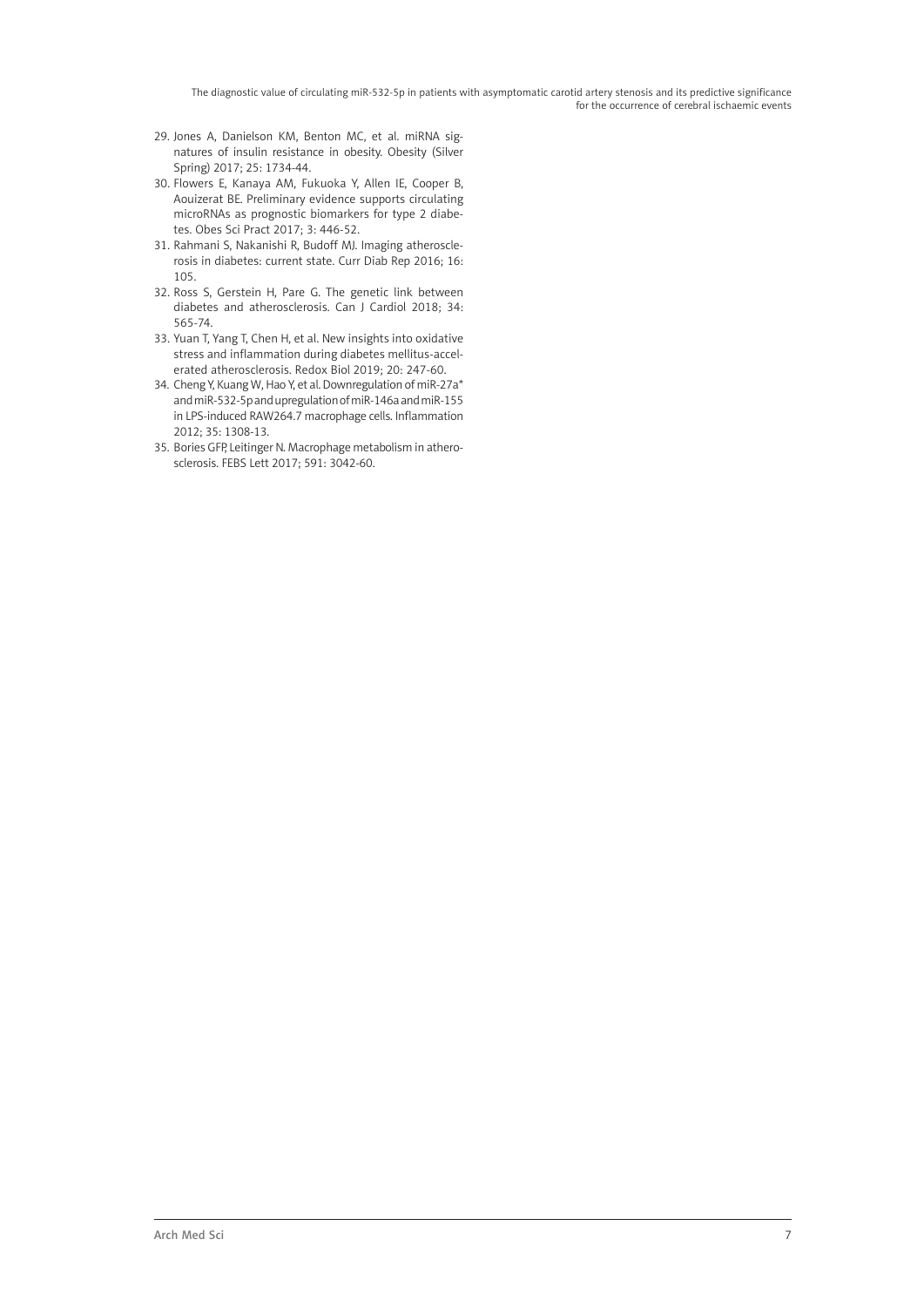29. Jones A, Danielson KM, Benton MC, et al. miRNA signatures of insulin resistance in obesity. Obesity (Silver Spring) 2017; 25: 1734-44.
30. Flowers E, Kanaya AM, Fukuoka Y, Allen IE, Cooper B, Aouizerat BE. Preliminary evidence supports circulating microRNAs as prognostic biomarkers for type 2 diabetes. Obes Sci Pract 2017; 3: 446-52.
31. Rahmani S, Nakanishi R, Budoff MJ. Imaging atherosclerosis in diabetes: current state. Curr Diab Rep 2016; 16: 105.
32. Ross S, Gerstein H, Pare G. The genetic link between diabetes and atherosclerosis. Can J Cardiol 2018; 34: 565-74.
33. Yuan T, Yang T, Chen H, et al. New insights into oxidative stress and inflammation during diabetes mellitus-accelerated atherosclerosis. Redox Biol 2019; 20: 247-60.
34. Cheng Y, Kuang W, Hao Y, et al. Downregulation of miR-27a* and miR-532-5p and upregulation of miR-146a and miR-155 in LPS-induced RAW264.7 macrophage cells. Inflammation 2012; 35: 1308-13.
35. Bories GFP, Leitinger N. Macrophage metabolism in atherosclerosis. FEBS Lett 2017; 591: 3042-60.